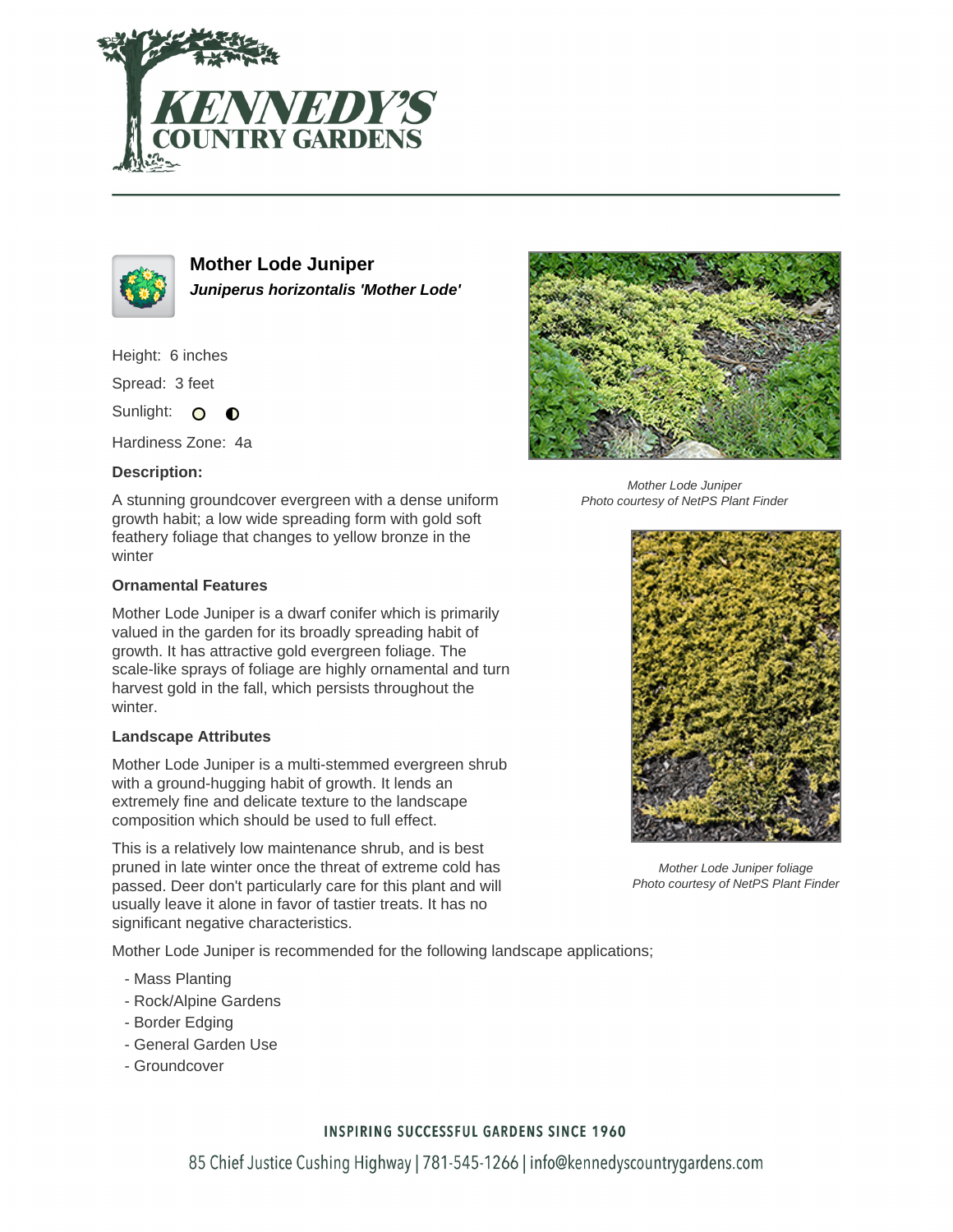# Mother Lode Juniper

***Juniperus horizontalis 'Mother Lode'***

Height: 6 inches

Spread: 3 feet

Sunlight: ○ ◐

Hardiness Zone: 4a

**Description:**

A stunning groundcover evergreen with a dense uniform growth habit; a low wide spreading form with gold soft feathery foliage that changes to yellow bronze in the winter

### Ornamental Features

Mother Lode Juniper is a dwarf conifer which is primarily valued in the garden for its broadly spreading habit of growth. It has attractive gold evergreen foliage. The scale-like sprays of foliage are highly ornamental and turn harvest gold in the fall, which persists throughout the winter.

### Landscape Attributes

Mother Lode Juniper is a multi-stemmed evergreen shrub with a ground-hugging habit of growth. It lends an extremely fine and delicate texture to the landscape composition which should be used to full effect.

This is a relatively low maintenance shrub, and is best pruned in late winter once the threat of extreme cold has passed. Deer don't particularly care for this plant and will usually leave it alone in favor of tastier treats. It has no significant negative characteristics.

Mother Lode Juniper is recommended for the following landscape applications;

- Mass Planting
- Rock/Alpine Gardens
- Border Edging
- General Garden Use
- Groundcover

*Mother Lode Juniper*
*Photo courtesy of NetPS Plant Finder*

*Mother Lode Juniper foliage*
*Photo courtesy of NetPS Plant Finder*

INSPIRING SUCCESSFUL GARDENS SINCE 1960

85 Chief Justice Cushing Highway | 781-545-1266 | info@kennedyscountrygardens.com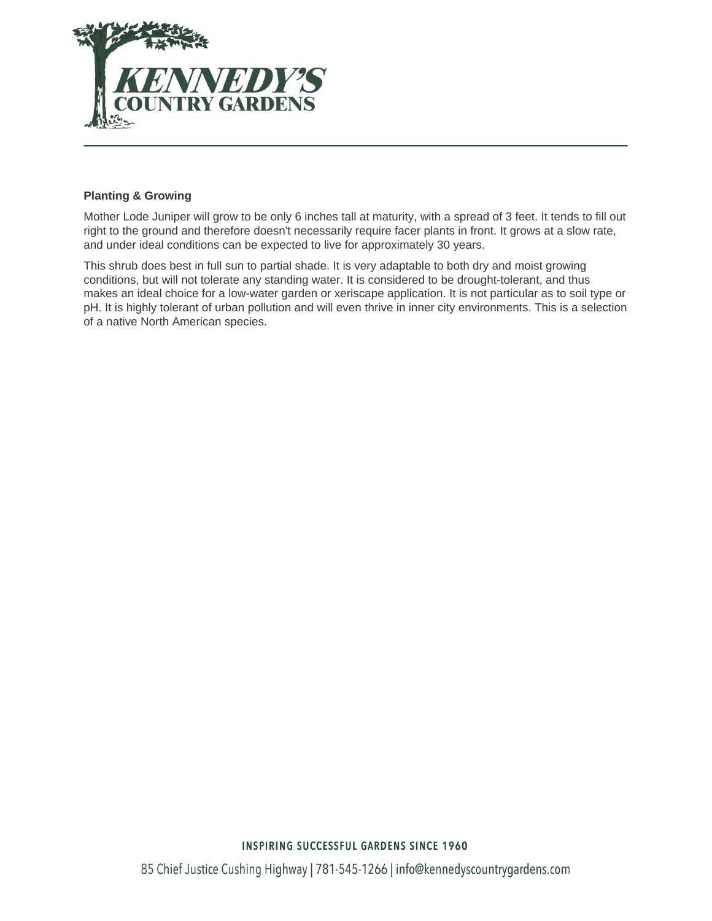**Planting & Growing**

Mother Lode Juniper will grow to be only 6 inches tall at maturity, with a spread of 3 feet. It tends to fill out right to the ground and therefore doesn't necessarily require facer plants in front. It grows at a slow rate, and under ideal conditions can be expected to live for approximately 30 years.

This shrub does best in full sun to partial shade. It is very adaptable to both dry and moist growing conditions, but will not tolerate any standing water. It is considered to be drought-tolerant, and thus makes an ideal choice for a low-water garden or xeriscape application. It is not particular as to soil type or pH. It is highly tolerant of urban pollution and will even thrive in inner city environments. This is a selection of a native North American species.